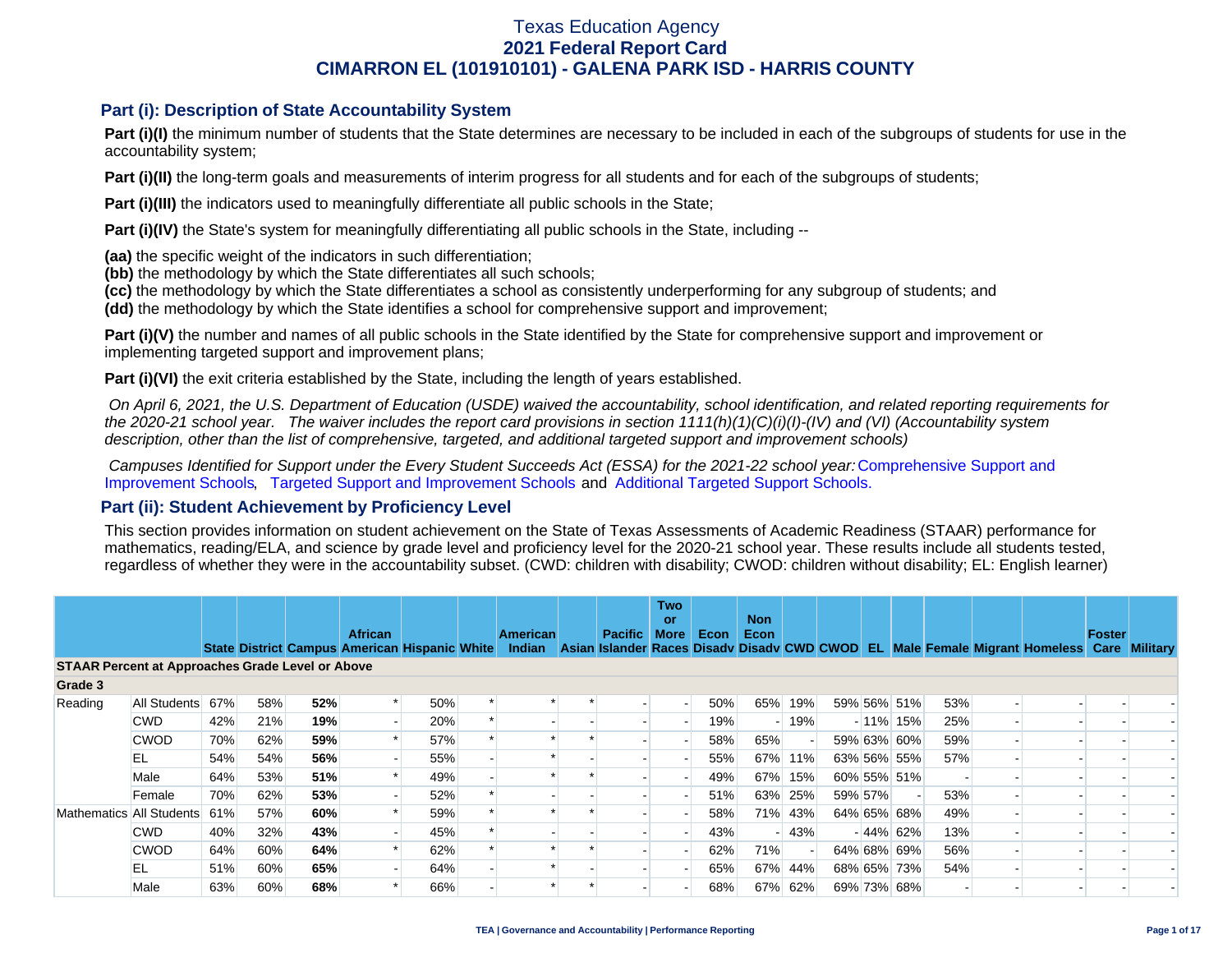# Texas Education Agency
## 2021 Federal Report Card
## CIMARRON EL (101910101) - GALENA PARK ISD - HARRIS COUNTY

### Part (i): Description of State Accountability System

**Part (i)(I)** the minimum number of students that the State determines are necessary to be included in each of the subgroups of students for use in the accountability system;

**Part (i)(II)** the long-term goals and measurements of interim progress for all students and for each of the subgroups of students;

**Part (i)(III)** the indicators used to meaningfully differentiate all public schools in the State;

**Part (i)(IV)** the State's system for meaningfully differentiating all public schools in the State, including --

**(aa)** the specific weight of the indicators in such differentiation;
**(bb)** the methodology by which the State differentiates all such schools;
**(cc)** the methodology by which the State differentiates a school as consistently underperforming for any subgroup of students; and
**(dd)** the methodology by which the State identifies a school for comprehensive support and improvement;

**Part (i)(V)** the number and names of all public schools in the State identified by the State for comprehensive support and improvement or implementing targeted support and improvement plans;

**Part (i)(VI)** the exit criteria established by the State, including the length of years established.

*On April 6, 2021, the U.S. Department of Education (USDE) waived the accountability, school identification, and related reporting requirements for the 2020-21 school year. The waiver includes the report card provisions in section 1111(h)(1)(C)(i)(I)-(IV) and (VI) (Accountability system description, other than the list of comprehensive, targeted, and additional targeted support and improvement schools)*

*Campuses Identified for Support under the Every Student Succeeds Act (ESSA) for the 2021-22 school year:* Comprehensive Support and Improvement Schools, Targeted Support and Improvement Schools and Additional Targeted Support Schools.

### Part (ii): Student Achievement by Proficiency Level

This section provides information on student achievement on the State of Texas Assessments of Academic Readiness (STAAR) performance for mathematics, reading/ELA, and science by grade level and proficiency level for the 2020-21 school year. These results include all students tested, regardless of whether they were in the accountability subset. (CWD: children with disability; CWOD: children without disability; EL: English learner)

| | | State | District | Campus | African American | Hispanic | White | American Indian | Asian | Pacific Islander | Two or More Races | Econ Disadv | Non Econ Disadv | CWD | CWOD | EL | Male | Female | Migrant | Homeless | Foster Care | Military |
|---|---|---|---|---|---|---|---|---|---|---|---|---|---|---|---|---|---|---|---|---|---|---|
| **STAAR Percent at Approaches Grade Level or Above** | | | | | | | | | | | | | | | | | | | | | | |
| **Grade 3** | | | | | | | | | | | | | | | | | | | | | | |
| Reading | All Students | 67% | 58% | **52%** | * | 50% | * | * | * | - | - | 50% | 65% | 19% | 59% | 56% | 51% | 53% | - | - | - | - |
| | CWD | 42% | 21% | **19%** | - | 20% | * | - | - | - | - | 19% | - | 19% | - | 11% | 15% | 25% | - | - | - | - |
| | CWOD | 70% | 62% | **59%** | * | 57% | * | * | * | - | - | 58% | 65% | - | 59% | 63% | 60% | 59% | - | - | - | - |
| | EL | 54% | 54% | **56%** | - | 55% | - | * | - | - | - | 55% | 67% | 11% | 63% | 56% | 55% | 57% | - | - | - | - |
| | Male | 64% | 53% | **51%** | * | 49% | - | * | * | - | - | 49% | 67% | 15% | 60% | 55% | 51% | - | - | - | - | - |
| | Female | 70% | 62% | **53%** | - | 52% | * | - | - | - | - | 51% | 63% | 25% | 59% | 57% | - | 53% | - | - | - | - |
| Mathematics | All Students | 61% | 57% | **60%** | * | 59% | * | * | * | - | - | 58% | 71% | 43% | 64% | 65% | 68% | 49% | - | - | - | - |
| | CWD | 40% | 32% | **43%** | - | 45% | * | - | - | - | - | 43% | - | 43% | - | 44% | 62% | 13% | - | - | - | - |
| | CWOD | 64% | 60% | **64%** | * | 62% | * | * | * | - | - | 62% | 71% | - | 64% | 68% | 69% | 56% | - | - | - | - |
| | EL | 51% | 60% | **65%** | - | 64% | - | * | - | - | - | 65% | 67% | 44% | 68% | 65% | 73% | 54% | - | - | - | - |
| | Male | 63% | 60% | **68%** | * | 66% | - | * | * | - | - | 68% | 67% | 62% | 69% | 73% | 68% | - | - | - | - | - |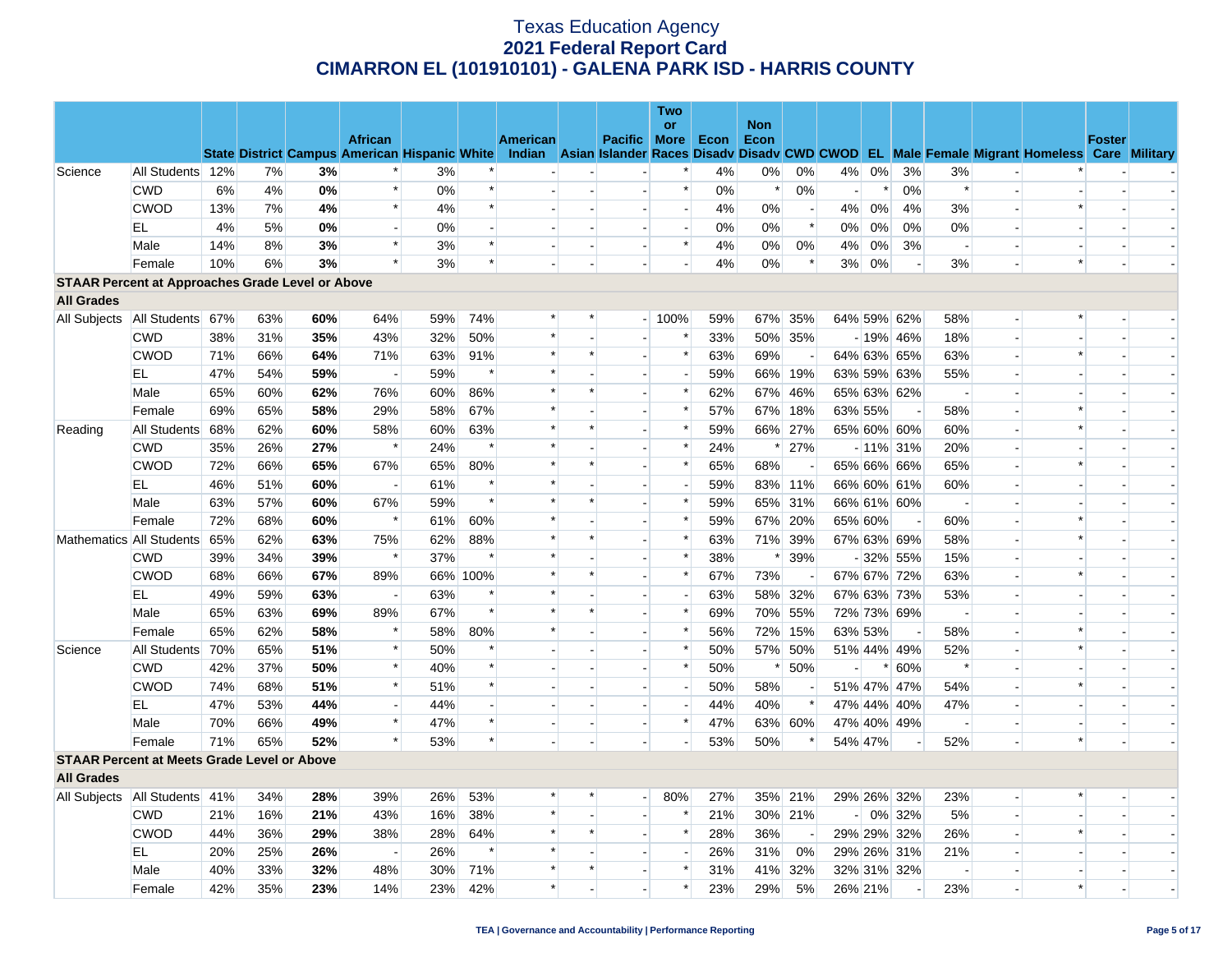# Texas Education Agency
## 2021 Federal Report Card
## CIMARRON EL (101910101) - GALENA PARK ISD - HARRIS COUNTY

| | | State | District | Campus | African American | Hispanic | White | American Indian | Asian | Pacific Islander | Two or More Races | Econ Disadv | Non Econ Disadv | CWD | CWOD | EL | Male | Female | Migrant | Homeless | Foster Care | Military |
|---|---|---|---|---|---|---|---|---|---|---|---|---|---|---|---|---|---|---|---|---|---|---|
| Science | All Students | 12% | 7% | **3%** | * | 3% | * | - | - | - | * | 4% | 0% | 0% | 4% | 0% | 3% | 3% | - | * | - | - |
| | CWD | 6% | 4% | **0%** | * | 0% | * | - | - | - | * | 0% | * | 0% | - | * | 0% | * | - | - | - | - |
| | CWOD | 13% | 7% | **4%** | * | 4% | * | - | - | - | * | 4% | 0% | - | 4% | 0% | 4% | 3% | - | * | - | - |
| | EL | 4% | 5% | **0%** | - | 0% | - | - | - | - | - | 0% | 0% | * | 0% | 0% | 0% | 0% | - | - | - | - |
| | Male | 14% | 8% | **3%** | * | 3% | * | - | - | - | * | 4% | 0% | 0% | 4% | 0% | 3% | - | - | - | - | - |
| | Female | 10% | 6% | **3%** | * | 3% | * | - | - | - | - | 4% | 0% | * | 3% | 0% | - | 3% | - | * | - | - |
| **STAAR Percent at Approaches Grade Level or Above** | | | | | | | | | | | | | | | | | | | | | | |
| **All Grades** | | | | | | | | | | | | | | | | | | | | | | |
| All Subjects | All Students | 67% | 63% | **60%** | 64% | 59% | 74% | * | * | - | 100% | 59% | 67% | 35% | 64% | 59% | 62% | 58% | - | * | - | - |
| | CWD | 38% | 31% | **35%** | 43% | 32% | 50% | * | - | - | * | 33% | 50% | 35% | - | 19% | 46% | 18% | - | - | - | - |
| | CWOD | 71% | 66% | **64%** | 71% | 63% | 91% | * | * | - | * | 63% | 69% | - | 64% | 63% | 65% | 63% | - | * | - | - |
| | EL | 47% | 54% | **59%** | - | 59% | * | * | - | - | - | 59% | 66% | 19% | 63% | 59% | 63% | 55% | - | - | - | - |
| | Male | 65% | 60% | **62%** | 76% | 60% | 86% | * | * | - | * | 62% | 67% | 46% | 65% | 63% | 62% | - | - | - | - | - |
| | Female | 69% | 65% | **58%** | 29% | 58% | 67% | * | - | - | * | 57% | 67% | 18% | 63% | 55% | - | 58% | - | * | - | - |
| Reading | All Students | 68% | 62% | **60%** | 58% | 60% | 63% | * | * | - | * | 59% | 66% | 27% | 65% | 60% | 60% | 60% | - | * | - | - |
| | CWD | 35% | 26% | **27%** | * | 24% | * | * | - | - | * | 24% | * | 27% | - | 11% | 31% | 20% | - | - | - | - |
| | CWOD | 72% | 66% | **65%** | 67% | 65% | 80% | * | * | - | * | 65% | 68% | - | 65% | 66% | 66% | 65% | - | * | - | - |
| | EL | 46% | 51% | **60%** | - | 61% | * | * | - | - | - | 59% | 83% | 11% | 66% | 60% | 61% | 60% | - | - | - | - |
| | Male | 63% | 57% | **60%** | 67% | 59% | * | * | * | - | * | 59% | 65% | 31% | 66% | 61% | 60% | - | - | - | - | - |
| | Female | 72% | 68% | **60%** | * | 61% | 60% | * | - | - | * | 59% | 67% | 20% | 65% | 60% | - | 60% | - | * | - | - |
| Mathematics | All Students | 65% | 62% | **63%** | 75% | 62% | 88% | * | * | - | * | 63% | 71% | 39% | 67% | 63% | 69% | 58% | - | * | - | - |
| | CWD | 39% | 34% | **39%** | * | 37% | * | * | - | - | * | 38% | * | 39% | - | 32% | 55% | 15% | - | - | - | - |
| | CWOD | 68% | 66% | **67%** | 89% | 66% | 100% | * | * | - | * | 67% | 73% | - | 67% | 67% | 72% | 63% | - | * | - | - |
| | EL | 49% | 59% | **63%** | - | 63% | * | * | - | - | - | 63% | 58% | 32% | 67% | 63% | 73% | 53% | - | - | - | - |
| | Male | 65% | 63% | **69%** | 89% | 67% | * | * | * | - | * | 69% | 70% | 55% | 72% | 73% | 69% | - | - | - | - | - |
| | Female | 65% | 62% | **58%** | * | 58% | 80% | * | - | - | * | 56% | 72% | 15% | 63% | 53% | - | 58% | - | * | - | - |
| Science | All Students | 70% | 65% | **51%** | * | 50% | * | - | - | - | * | 50% | 57% | 50% | 51% | 44% | 49% | 52% | - | * | - | - |
| | CWD | 42% | 37% | **50%** | * | 40% | * | - | - | - | * | 50% | * | 50% | - | * | 60% | * | - | - | - | - |
| | CWOD | 74% | 68% | **51%** | * | 51% | * | - | - | - | - | 50% | 58% | - | 51% | 47% | 47% | 54% | - | * | - | - |
| | EL | 47% | 53% | **44%** | - | 44% | - | - | - | - | - | 44% | 40% | * | 47% | 44% | 40% | 47% | - | - | - | - |
| | Male | 70% | 66% | **49%** | * | 47% | * | - | - | - | * | 47% | 63% | 60% | 47% | 40% | 49% | - | - | - | - | - |
| | Female | 71% | 65% | **52%** | * | 53% | * | - | - | - | - | 53% | 50% | * | 54% | 47% | - | 52% | - | * | - | - |
| **STAAR Percent at Meets Grade Level or Above** | | | | | | | | | | | | | | | | | | | | | | |
| **All Grades** | | | | | | | | | | | | | | | | | | | | | | |
| All Subjects | All Students | 41% | 34% | **28%** | 39% | 26% | 53% | * | * | - | 80% | 27% | 35% | 21% | 29% | 26% | 32% | 23% | - | * | - | - |
| | CWD | 21% | 16% | **21%** | 43% | 16% | 38% | * | - | - | * | 21% | 30% | 21% | - | 0% | 32% | 5% | - | - | - | - |
| | CWOD | 44% | 36% | **29%** | 38% | 28% | 64% | * | * | - | * | 28% | 36% | - | 29% | 29% | 32% | 26% | - | * | - | - |
| | EL | 20% | 25% | **26%** | - | 26% | * | * | - | - | - | 26% | 31% | 0% | 29% | 26% | 31% | 21% | - | - | - | - |
| | Male | 40% | 33% | **32%** | 48% | 30% | 71% | * | * | - | * | 31% | 41% | 32% | 32% | 31% | 32% | - | - | - | - | - |
| | Female | 42% | 35% | **23%** | 14% | 23% | 42% | * | - | - | * | 23% | 29% | 5% | 26% | 21% | - | 23% | - | * | - | - |

TEA | Governance and Accountability | Performance Reporting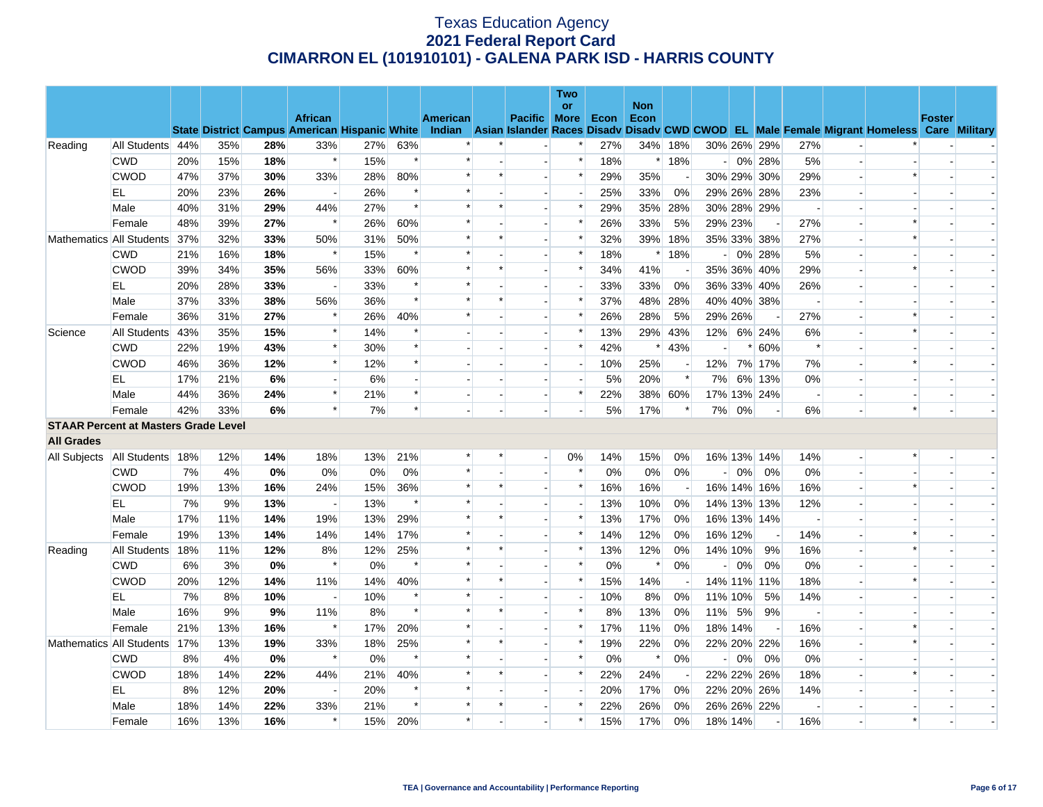# Texas Education Agency
## 2021 Federal Report Card
## CIMARRON EL (101910101) - GALENA PARK ISD - HARRIS COUNTY

| | | State | District | Campus | African American | Hispanic | White | American Indian | Asian | Pacific Islander | Two or More Races | Econ Disadv | Non Econ Disadv | CWD | CWOD | EL | Male | Female | Migrant | Homeless | Foster Care | Military |
|---|---|---|---|---|---|---|---|---|---|---|---|---|---|---|---|---|---|---|---|---|---|---|
| Reading | All Students | 44% | 35% | **28%** | 33% | 27% | 63% | * | * | - | * | 27% | 34% | 18% | 30% | 26% | 29% | 27% | - | * | - | - |
| | CWD | 20% | 15% | **18%** | * | 15% | * | * | - | - | * | 18% | * | 18% | - | 0% | 28% | 5% | - | - | - | - |
| | CWOD | 47% | 37% | **30%** | 33% | 28% | 80% | * | * | - | * | 29% | 35% | - | 30% | 29% | 30% | 29% | - | * | - | - |
| | EL | 20% | 23% | **26%** | - | 26% | * | * | - | - | - | 25% | 33% | 0% | 29% | 26% | 28% | 23% | - | - | - | - |
| | Male | 40% | 31% | **29%** | 44% | 27% | * | * | * | - | * | 29% | 35% | 28% | 30% | 28% | 29% | - | - | - | - | - |
| | Female | 48% | 39% | **27%** | * | 26% | 60% | * | - | - | * | 26% | 33% | 5% | 29% | 23% | - | 27% | - | * | - | - |
| Mathematics | All Students | 37% | 32% | **33%** | 50% | 31% | 50% | * | * | - | * | 32% | 39% | 18% | 35% | 33% | 38% | 27% | - | * | - | - |
| | CWD | 21% | 16% | **18%** | * | 15% | * | * | - | - | * | 18% | * | 18% | - | 0% | 28% | 5% | - | - | - | - |
| | CWOD | 39% | 34% | **35%** | 56% | 33% | 60% | * | * | - | * | 34% | 41% | - | 35% | 36% | 40% | 29% | - | * | - | - |
| | EL | 20% | 28% | **33%** | - | 33% | * | * | - | - | - | 33% | 33% | 0% | 36% | 33% | 40% | 26% | - | - | - | - |
| | Male | 37% | 33% | **38%** | 56% | 36% | * | * | * | - | * | 37% | 48% | 28% | 40% | 40% | 38% | - | - | - | - | - |
| | Female | 36% | 31% | **27%** | * | 26% | 40% | * | - | - | * | 26% | 28% | 5% | 29% | 26% | - | 27% | - | * | - | - |
| Science | All Students | 43% | 35% | **15%** | * | 14% | * | - | - | - | * | 13% | 29% | 43% | 12% | 6% | 24% | 6% | - | * | - | - |
| | CWD | 22% | 19% | **43%** | * | 30% | * | - | - | - | * | 42% | * | 43% | - | * | 60% | * | - | - | - | - |
| | CWOD | 46% | 36% | **12%** | * | 12% | * | - | - | - | - | 10% | 25% | - | 12% | 7% | 17% | 7% | - | * | - | - |
| | EL | 17% | 21% | **6%** | - | 6% | - | - | - | - | - | 5% | 20% | * | 7% | 6% | 13% | 0% | - | - | - | - |
| | Male | 44% | 36% | **24%** | * | 21% | * | - | - | - | * | 22% | 38% | 60% | 17% | 13% | 24% | - | - | - | - | - |
| | Female | 42% | 33% | **6%** | * | 7% | * | - | - | - | - | 5% | 17% | * | 7% | 0% | - | 6% | - | * | - | - |
| **STAAR Percent at Masters Grade Level** | | | | | | | | | | | | | | | | | | | | | | |
| **All Grades** | | | | | | | | | | | | | | | | | | | | | | |
| All Subjects | All Students | 18% | 12% | **14%** | 18% | 13% | 21% | * | * | - | 0% | 14% | 15% | 0% | 16% | 13% | 14% | 14% | - | * | - | - |
| | CWD | 7% | 4% | **0%** | 0% | 0% | 0% | * | - | - | * | 0% | 0% | 0% | - | 0% | 0% | 0% | - | - | - | - |
| | CWOD | 19% | 13% | **16%** | 24% | 15% | 36% | * | * | - | * | 16% | 16% | - | 16% | 14% | 16% | 16% | - | * | - | - |
| | EL | 7% | 9% | **13%** | - | 13% | * | * | - | - | - | 13% | 10% | 0% | 14% | 13% | 13% | 12% | - | - | - | - |
| | Male | 17% | 11% | **14%** | 19% | 13% | 29% | * | * | - | * | 13% | 17% | 0% | 16% | 13% | 14% | - | - | - | - | - |
| | Female | 19% | 13% | **14%** | 14% | 14% | 17% | * | - | - | * | 14% | 12% | 0% | 16% | 12% | - | 14% | - | * | - | - |
| Reading | All Students | 18% | 11% | **12%** | 8% | 12% | 25% | * | * | - | * | 13% | 12% | 0% | 14% | 10% | 9% | 16% | - | * | - | - |
| | CWD | 6% | 3% | **0%** | * | 0% | * | * | - | - | * | 0% | * | 0% | - | 0% | 0% | 0% | - | - | - | - |
| | CWOD | 20% | 12% | **14%** | 11% | 14% | 40% | * | * | - | * | 15% | 14% | - | 14% | 11% | 11% | 18% | - | * | - | - |
| | EL | 7% | 8% | **10%** | - | 10% | * | * | - | - | - | 10% | 8% | 0% | 11% | 10% | 5% | 14% | - | - | - | - |
| | Male | 16% | 9% | **9%** | 11% | 8% | * | * | * | - | * | 8% | 13% | 0% | 11% | 5% | 9% | - | - | - | - | - |
| | Female | 21% | 13% | **16%** | * | 17% | 20% | * | - | - | * | 17% | 11% | 0% | 18% | 14% | - | 16% | - | * | - | - |
| Mathematics | All Students | 17% | 13% | **19%** | 33% | 18% | 25% | * | * | - | * | 19% | 22% | 0% | 22% | 20% | 22% | 16% | - | * | - | - |
| | CWD | 8% | 4% | **0%** | * | 0% | * | * | - | - | * | 0% | * | 0% | - | 0% | 0% | 0% | - | - | - | - |
| | CWOD | 18% | 14% | **22%** | 44% | 21% | 40% | * | * | - | * | 22% | 24% | - | 22% | 22% | 26% | 18% | - | * | - | - |
| | EL | 8% | 12% | **20%** | - | 20% | * | * | - | - | - | 20% | 17% | 0% | 22% | 20% | 26% | 14% | - | - | - | - |
| | Male | 18% | 14% | **22%** | 33% | 21% | * | * | * | - | * | 22% | 26% | 0% | 26% | 26% | 22% | - | - | - | - | - |
| | Female | 16% | 13% | **16%** | * | 15% | 20% | * | - | - | * | 15% | 17% | 0% | 18% | 14% | - | 16% | - | * | - | - |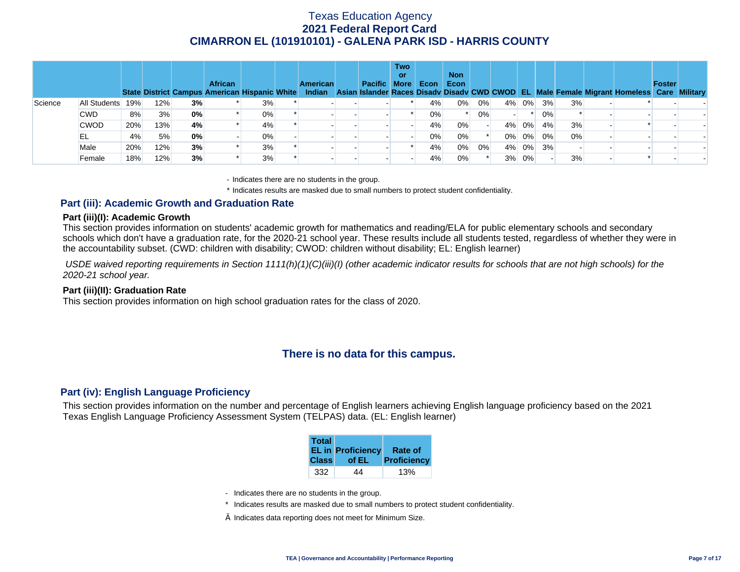# Texas Education Agency
## 2021 Federal Report Card
## CIMARRON EL (101910101) - GALENA PARK ISD - HARRIS COUNTY

| | | State | District | Campus | African American | Hispanic | White | American Indian | Asian | Pacific Islander | Two or More Races | Econ Disadv | Non Econ Disadv | CWD | CWOD | EL | Male | Female | Migrant | Homeless | Foster Care | Military |
|---|---|---|---|---|---|---|---|---|---|---|---|---|---|---|---|---|---|---|---|---|---|---|
| Science | All Students | 19% | 12% | **3%** | * | 3% | * | - | - | - | * | 4% | 0% | 0% | 4% | 0% | 3% | 3% | - | * | - | - |
| | CWD | 8% | 3% | **0%** | * | 0% | * | - | - | - | * | 0% | * | 0% | - | * | 0% | * | - | - | - | - |
| | CWOD | 20% | 13% | **4%** | * | 4% | * | - | - | - | - | 4% | 0% | - | 4% | 0% | 4% | 3% | - | * | - | - |
| | EL | 4% | 5% | **0%** | - | 0% | - | - | - | - | - | 0% | 0% | * | 0% | 0% | 0% | 0% | - | - | - | - |
| | Male | 20% | 12% | **3%** | * | 3% | * | - | - | - | * | 4% | 0% | 0% | 4% | 0% | 3% | - | - | - | - | - |
| | Female | 18% | 12% | **3%** | * | 3% | * | - | - | - | - | 4% | 0% | * | 3% | 0% | - | 3% | - | * | - | - |

- Indicates there are no students in the group.

\* Indicates results are masked due to small numbers to protect student confidentiality.

### Part (iii): Academic Growth and Graduation Rate

#### Part (iii)(I): Academic Growth

This section provides information on students' academic growth for mathematics and reading/ELA for public elementary schools and secondary schools which don't have a graduation rate, for the 2020-21 school year. These results include all students tested, regardless of whether they were in the accountability subset. (CWD: children with disability; CWOD: children without disability; EL: English learner)

*USDE waived reporting requirements in Section 1111(h)(1)(C)(iii)(I) (other academic indicator results for schools that are not high schools) for the 2020-21 school year.*

#### Part (iii)(II): Graduation Rate

This section provides information on high school graduation rates for the class of 2020.

**There is no data for this campus.**

### Part (iv): English Language Proficiency

This section provides information on the number and percentage of English learners achieving English language proficiency based on the 2021 Texas English Language Proficiency Assessment System (TELPAS) data. (EL: English learner)

| Total EL in Class | Proficiency of EL | Rate of Proficiency |
|---|---|---|
| 332 | 44 | 13% |

- Indicates there are no students in the group.

\* Indicates results are masked due to small numbers to protect student confidentiality.

Ä Indicates data reporting does not meet for Minimum Size.